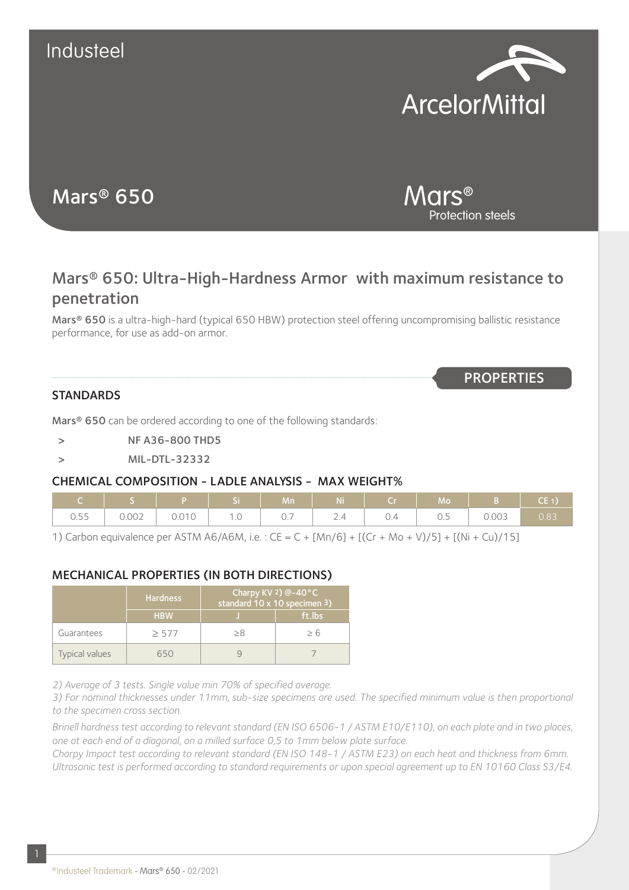Industeel

# Mars® 650

Mars® Protection steels

## Mars® 650: Ultra-High-Hardness Armor with maximum resistance to penetration

**Mars® 650** is a ultra-high-hard (typical 650 HBW) protection steel offering uncompromising ballistic resistance performance, for use as add-on armor.

**PROPERTIES**

### STANDARDS

**Mars® 650** can be ordered according to one of the following standards:

- NF A36-800 THD5
- MIL-DTL-32332

### CHEMICAL COMPOSITION - LADLE ANALYSIS - MAX WEIGHT%

| C | S | P | Si | Mn | Ni | Cr | Mo | B | CE 1) |
|---|---|---|---|---|---|---|---|---|---|
| 0.55 | 0.002 | 0.010 | 1.0 | 0.7 | 2.4 | 0.4 | 0.5 | 0.003 | 0.83 |

1) Carbon equivalence per ASTM A6/A6M, i.e. : CE = C + [Mn/6] + [(Cr + Mo + V)/5] + [(Ni + Cu)/15]

### MECHANICAL PROPERTIES (IN BOTH DIRECTIONS)

| | Hardness | Charpy KV 2) @-40°C standard 10 x 10 specimen 3) | |
|---|---|---|---|
| | HBW | J | ft.lbs |
| Guarantees | ≥ 577 | ≥8 | ≥ 6 |
| Typical values | 650 | 9 | 7 |

*2) Average of 3 tests. Single value min 70% of specified average.*

*3) For nominal thicknesses under 11mm, sub-size specimens are used. The specified minimum value is then proportional to the specimen cross section.*

*Brinell hardness test according to relevant standard (EN ISO 6506-1 / ASTM E10/E110), on each plate and in two places, one at each end of a diagonal, on a milled surface 0,5 to 1mm below plate surface.*

*Charpy Impact test according to relevant standard (EN ISO 148-1 / ASTM E23) on each heat and thickness from 6mm.*

*Ultrasonic test is performed according to standard requirements or upon special agreement up to EN 10160 Class S3/E4.*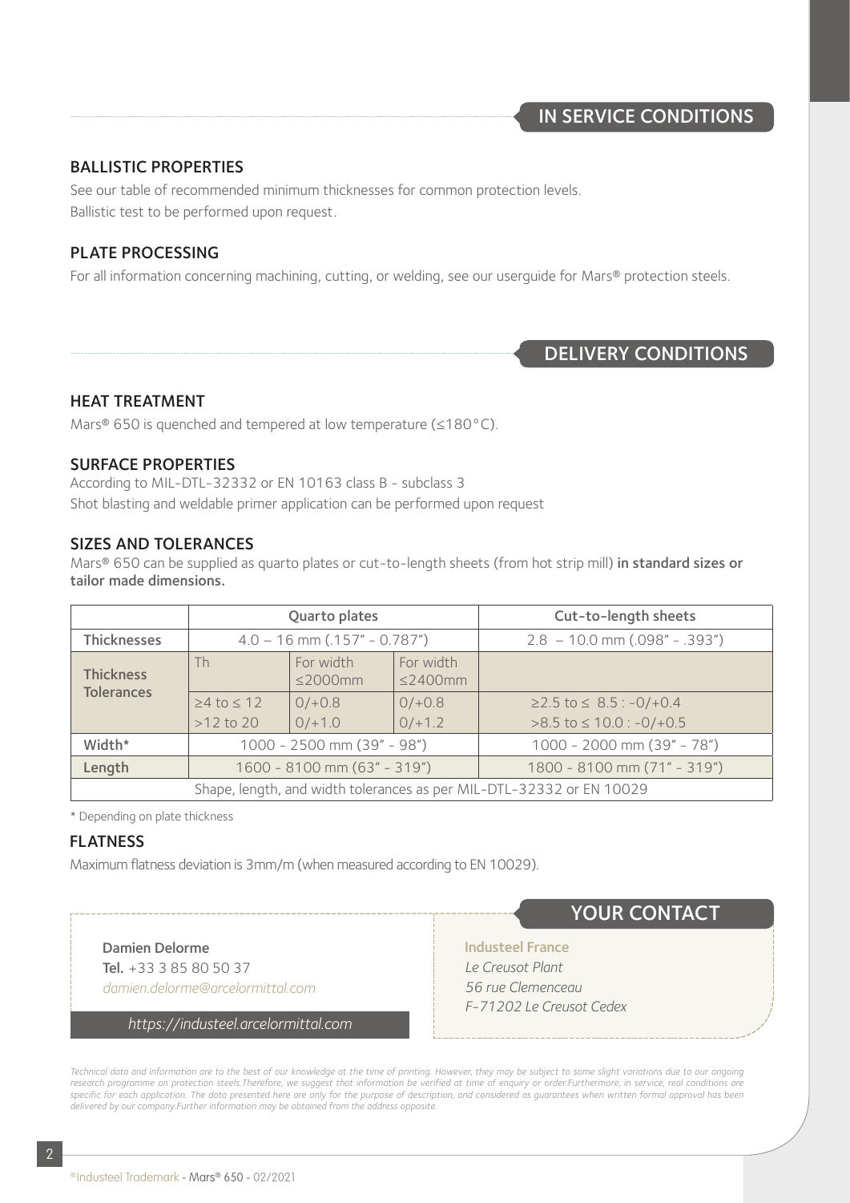## IN SERVICE CONDITIONS

### BALLISTIC PROPERTIES

See our table of recommended minimum thicknesses for common protection levels.
Ballistic test to be performed upon request.

### PLATE PROCESSING

For all information concerning machining, cutting, or welding, see our userguide for Mars® protection steels.

## DELIVERY CONDITIONS

### HEAT TREATMENT

Mars® 650 is quenched and tempered at low temperature (≤180°C).

### SURFACE PROPERTIES

According to MIL-DTL-32332 or EN 10163 class B - subclass 3
Shot blasting and weldable primer application can be performed upon request

### SIZES AND TOLERANCES

Mars® 650 can be supplied as quarto plates or cut-to-length sheets (from hot strip mill) **in standard sizes or tailor made dimensions.**

| | Quarto plates | | | Cut-to-length sheets |
|---|---|---|---|---|
| Thicknesses | 4.0 – 16 mm (.157" - 0.787") | | | 2.8 – 10.0 mm (.098" - .393") |
| Thickness Tolerances | Th | For width ≤2000mm | For width ≤2400mm | |
| | ≥4 to ≤ 12<br>>12 to 20 | 0/+0.8<br>0/+1.0 | 0/+0.8<br>0/+1.2 | ≥2.5 to ≤ 8.5 : -0/+0.4<br>>8.5 to ≤ 10.0 : -0/+0.5 |
| Width* | 1000 - 2500 mm (39" - 98") | | | 1000 - 2000 mm (39" - 78") |
| Length | 1600 - 8100 mm (63" - 319") | | | 1800 - 8100 mm (71" - 319") |
| Shape, length, and width tolerances as per MIL-DTL-32332 or EN 10029 | | | | |

\* Depending on plate thickness

### FLATNESS

Maximum flatness deviation is 3mm/m (when measured according to EN 10029).

## YOUR CONTACT

**Damien Delorme**
**Tel.** +33 3 85 80 50 37
*damien.delorme@arcelormittal.com*

*https://industeel.arcelormittal.com*

**Industeel France**
*Le Creusot Plant*
*56 rue Clemenceau*
*F-71202 Le Creusot Cedex*

*Technical data and information are to the best of our knowledge at the time of printing. However, they may be subject to some slight variations due to our ongoing research programme on protection steels.Therefore, we suggest that information be verified at time of enquiry or order.Furthermore, in service, real conditions are specific for each application. The data presented here are only for the purpose of description, and considered as guarantees when written formal approval has been delivered by our company.Further information may be obtained from the address opposite.*

®Industeel Trademark - Mars® 650 - 02/2021